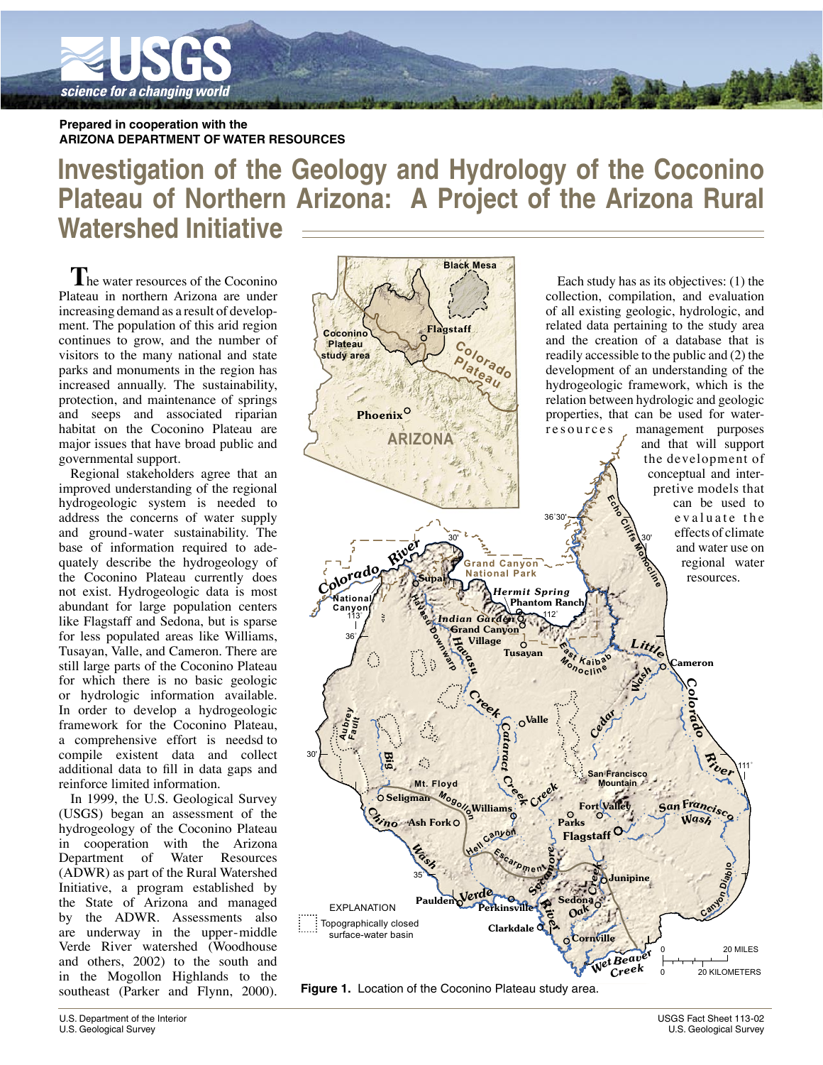Prepared in cooperation with the
**ARIZONA DEPARTMENT OF WATER RESOURCES**

# Investigation of the Geology and Hydrology of the Coconino Plateau of Northern Arizona: A Project of the Arizona Rural Watershed Initiative

The water resources of the Coconino Plateau in northern Arizona are under increasing demand as a result of development. The population of this arid region continues to grow, and the number of visitors to the many national and state parks and monuments in the region has increased annually. The sustainability, protection, and maintenance of springs and seeps and associated riparian habitat on the Coconino Plateau are major issues that have broad public and governmental support.

Regional stakeholders agree that an improved understanding of the regional hydrogeologic system is needed to address the concerns of water supply and ground-water sustainability. The base of information required to adequately describe the hydrogeology of the Coconino Plateau currently does not exist. Hydrogeologic data is most abundant for large population centers like Flagstaff and Sedona, but is sparse for less populated areas like Williams, Tusayan, Valle, and Cameron. There are still large parts of the Coconino Plateau for which there is no basic geologic or hydrologic information available. In order to develop a hydrogeologic framework for the Coconino Plateau, a comprehensive effort is needsd to compile existent data and collect additional data to fill in data gaps and reinforce limited information.

In 1999, the U.S. Geological Survey (USGS) began an assessment of the hydrogeology of the Coconino Plateau in cooperation with the Arizona Department of Water Resources (ADWR) as part of the Rural Watershed Initiative, a program established by the State of Arizona and managed by the ADWR. Assessments also are underway in the upper-middle Verde River watershed (Woodhouse and others, 2002) to the south and in the Mogollon Highlands to the southeast (Parker and Flynn, 2000).

Each study has as its objectives: (1) the collection, compilation, and evaluation of all existing geologic, hydrologic, and related data pertaining to the study area and the creation of a database that is readily accessible to the public and (2) the development of an understanding of the hydrogeologic framework, which is the relation between hydrologic and geologic properties, that can be used for water-resources management purposes and that will support the development of conceptual and interpretive models that can be used to evaluate the effects of climate and water use on regional water resources.

**Figure 1.** Location of the Coconino Plateau study area.

U.S. Department of the Interior
U.S. Geological Survey

USGS Fact Sheet 113-02
U.S. Geological Survey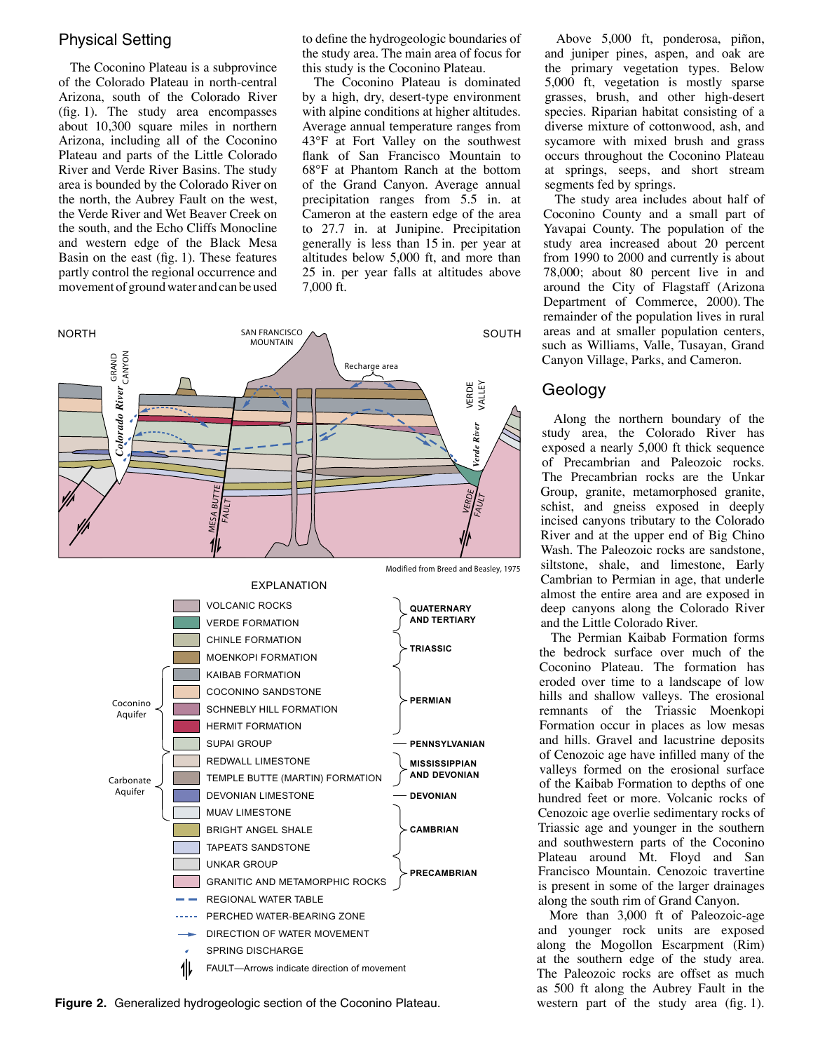## Physical Setting

The Coconino Plateau is a subprovince of the Colorado Plateau in north-central Arizona, south of the Colorado River (fig. 1). The study area encompasses about 10,300 square miles in northern Arizona, including all of the Coconino Plateau and parts of the Little Colorado River and Verde River Basins. The study area is bounded by the Colorado River on the north, the Aubrey Fault on the west, the Verde River and Wet Beaver Creek on the south, and the Echo Cliffs Monocline and western edge of the Black Mesa Basin on the east (fig. 1). These features partly control the regional occurrence and movement of ground water and can be used to define the hydrogeologic boundaries of the study area. The main area of focus for this study is the Coconino Plateau.

The Coconino Plateau is dominated by a high, dry, desert-type environment with alpine conditions at higher altitudes. Average annual temperature ranges from 43°F at Fort Valley on the southwest flank of San Francisco Mountain to 68°F at Phantom Ranch at the bottom of the Grand Canyon. Average annual precipitation ranges from 5.5 in. at Cameron at the eastern edge of the area to 27.7 in. at Junipine. Precipitation generally is less than 15 in. per year at altitudes below 5,000 ft, and more than 25 in. per year falls at altitudes above 7,000 ft.

Above 5,000 ft, ponderosa, piñon, and juniper pines, aspen, and oak are the primary vegetation types. Below 5,000 ft, vegetation is mostly sparse grasses, brush, and other high-desert species. Riparian habitat consisting of a diverse mixture of cottonwood, ash, and sycamore with mixed brush and grass occurs throughout the Coconino Plateau at springs, seeps, and short stream segments fed by springs.

The study area includes about half of Coconino County and a small part of Yavapai County. The population of the study area increased about 20 percent from 1990 to 2000 and currently is about 78,000; about 80 percent live in and around the City of Flagstaff (Arizona Department of Commerce, 2000). The remainder of the population lives in rural areas and at smaller population centers, such as Williams, Valle, Tusayan, Grand Canyon Village, Parks, and Cameron.

Modified from Breed and Beasley, 1975

**Figure 2.** Generalized hydrogeologic section of the Coconino Plateau.

## Geology

Along the northern boundary of the study area, the Colorado River has exposed a nearly 5,000 ft thick sequence of Precambrian and Paleozoic rocks. The Precambrian rocks are the Unkar Group, granite, metamorphosed granite, schist, and gneiss exposed in deeply incised canyons tributary to the Colorado River and at the upper end of Big Chino Wash. The Paleozoic rocks are sandstone, siltstone, shale, and limestone, Early Cambrian to Permian in age, that underle almost the entire area and are exposed in deep canyons along the Colorado River and the Little Colorado River.

The Permian Kaibab Formation forms the bedrock surface over much of the Coconino Plateau. The formation has eroded over time to a landscape of low hills and shallow valleys. The erosional remnants of the Triassic Moenkopi Formation occur in places as low mesas and hills. Gravel and lacustrine deposits of Cenozoic age have infilled many of the valleys formed on the erosional surface of the Kaibab Formation to depths of one hundred feet or more. Volcanic rocks of Cenozoic age overlie sedimentary rocks of Triassic age and younger in the southern and southwestern parts of the Coconino Plateau around Mt. Floyd and San Francisco Mountain. Cenozoic travertine is present in some of the larger drainages along the south rim of Grand Canyon.

More than 3,000 ft of Paleozoic-age and younger rock units are exposed along the Mogollon Escarpment (Rim) at the southern edge of the study area. The Paleozoic rocks are offset as much as 500 ft along the Aubrey Fault in the western part of the study area (fig. 1).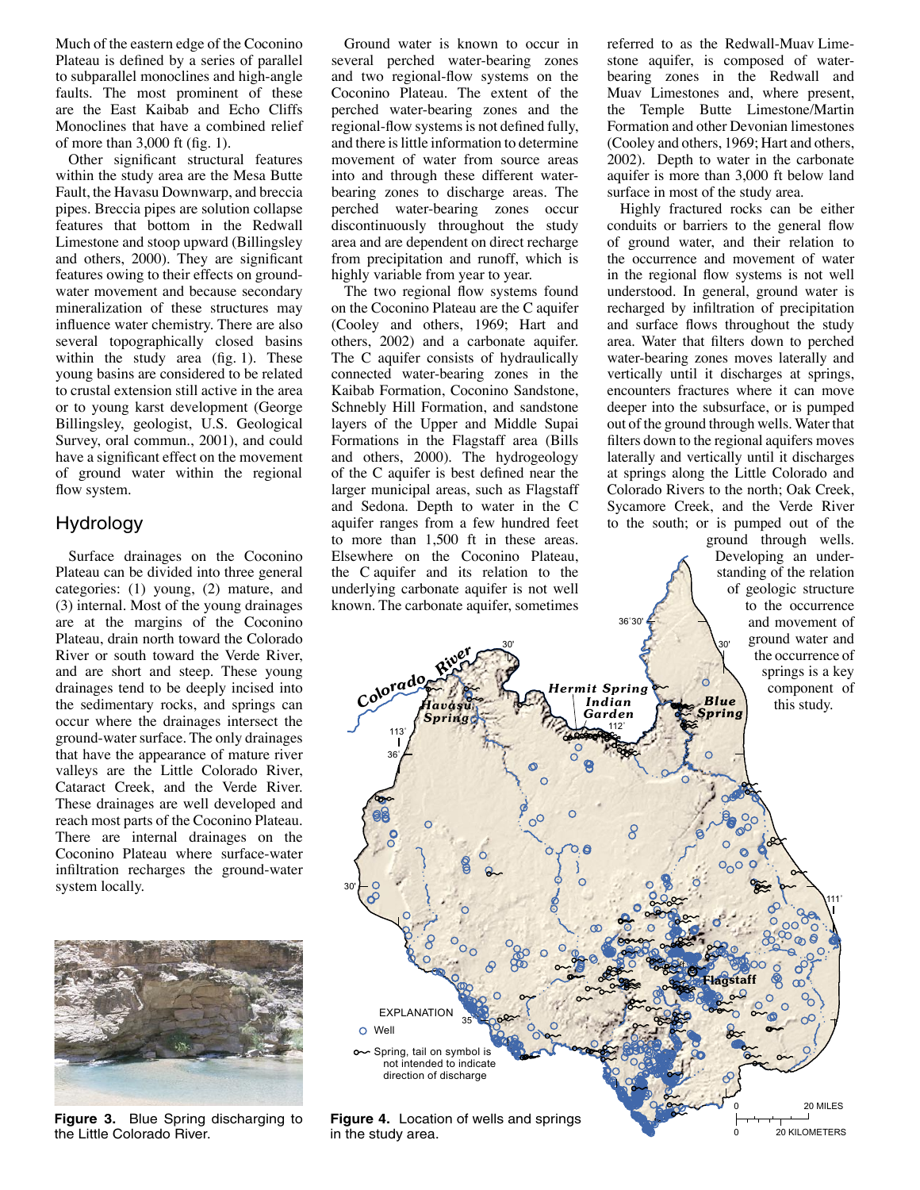Much of the eastern edge of the Coconino Plateau is defined by a series of parallel to subparallel monoclines and high-angle faults. The most prominent of these are the East Kaibab and Echo Cliffs Monoclines that have a combined relief of more than 3,000 ft (fig. 1).

Other significant structural features within the study area are the Mesa Butte Fault, the Havasu Downwarp, and breccia pipes. Breccia pipes are solution collapse features that bottom in the Redwall Limestone and stoop upward (Billingsley and others, 2000). They are significant features owing to their effects on ground-water movement and because secondary mineralization of these structures may influence water chemistry. There are also several topographically closed basins within the study area (fig. 1). These young basins are considered to be related to crustal extension still active in the area or to young karst development (George Billingsley, geologist, U.S. Geological Survey, oral commun., 2001), and could have a significant effect on the movement of ground water within the regional flow system.

## Hydrology

Surface drainages on the Coconino Plateau can be divided into three general categories: (1) young, (2) mature, and (3) internal. Most of the young drainages are at the margins of the Coconino Plateau, drain north toward the Colorado River or south toward the Verde River, and are short and steep. These young drainages tend to be deeply incised into the sedimentary rocks, and springs can occur where the drainages intersect the ground-water surface. The only drainages that have the appearance of mature river valleys are the Little Colorado River, Cataract Creek, and the Verde River. These drainages are well developed and reach most parts of the Coconino Plateau. There are internal drainages on the Coconino Plateau where surface-water infiltration recharges the ground-water system locally.

**Figure 3.** Blue Spring discharging to the Little Colorado River.

Ground water is known to occur in several perched water-bearing zones and two regional-flow systems on the Coconino Plateau. The extent of the perched water-bearing zones and the regional-flow systems is not defined fully, and there is little information to determine movement of water from source areas into and through these different water-bearing zones to discharge areas. The perched water-bearing zones occur discontinuously throughout the study area and are dependent on direct recharge from precipitation and runoff, which is highly variable from year to year.

The two regional flow systems found on the Coconino Plateau are the C aquifer (Cooley and others, 1969; Hart and others, 2002) and a carbonate aquifer. The C aquifer consists of hydraulically connected water-bearing zones in the Kaibab Formation, Coconino Sandstone, Schnebly Hill Formation, and sandstone layers of the Upper and Middle Supai Formations in the Flagstaff area (Bills and others, 2000). The hydrogeology of the C aquifer is best defined near the larger municipal areas, such as Flagstaff and Sedona. Depth to water in the C aquifer ranges from a few hundred feet to more than 1,500 ft in these areas. Elsewhere on the Coconino Plateau, the C aquifer and its relation to the underlying carbonate aquifer is not well known. The carbonate aquifer, sometimes referred to as the Redwall-Muav Limestone aquifer, is composed of water-bearing zones in the Redwall and Muav Limestones and, where present, the Temple Butte Limestone/Martin Formation and other Devonian limestones (Cooley and others, 1969; Hart and others, 2002). Depth to water in the carbonate aquifer is more than 3,000 ft below land surface in most of the study area.

Highly fractured rocks can be either conduits or barriers to the general flow of ground water, and their relation to the occurrence and movement of water in the regional flow systems is not well understood. In general, ground water is recharged by infiltration of precipitation and surface flows throughout the study area. Water that filters down to perched water-bearing zones moves laterally and vertically until it discharges at springs, encounters fractures where it can move deeper into the subsurface, or is pumped out of the ground through wells. Water that filters down to the regional aquifers moves laterally and vertically until it discharges at springs along the Little Colorado and Colorado Rivers to the north; Oak Creek, Sycamore Creek, and the Verde River to the south; or is pumped out of the ground through wells. Developing an understanding of the relation of geologic structure to the occurrence and movement of ground water and the occurrence of springs is a key component of this study.

**Figure 4.** Location of wells and springs in the study area.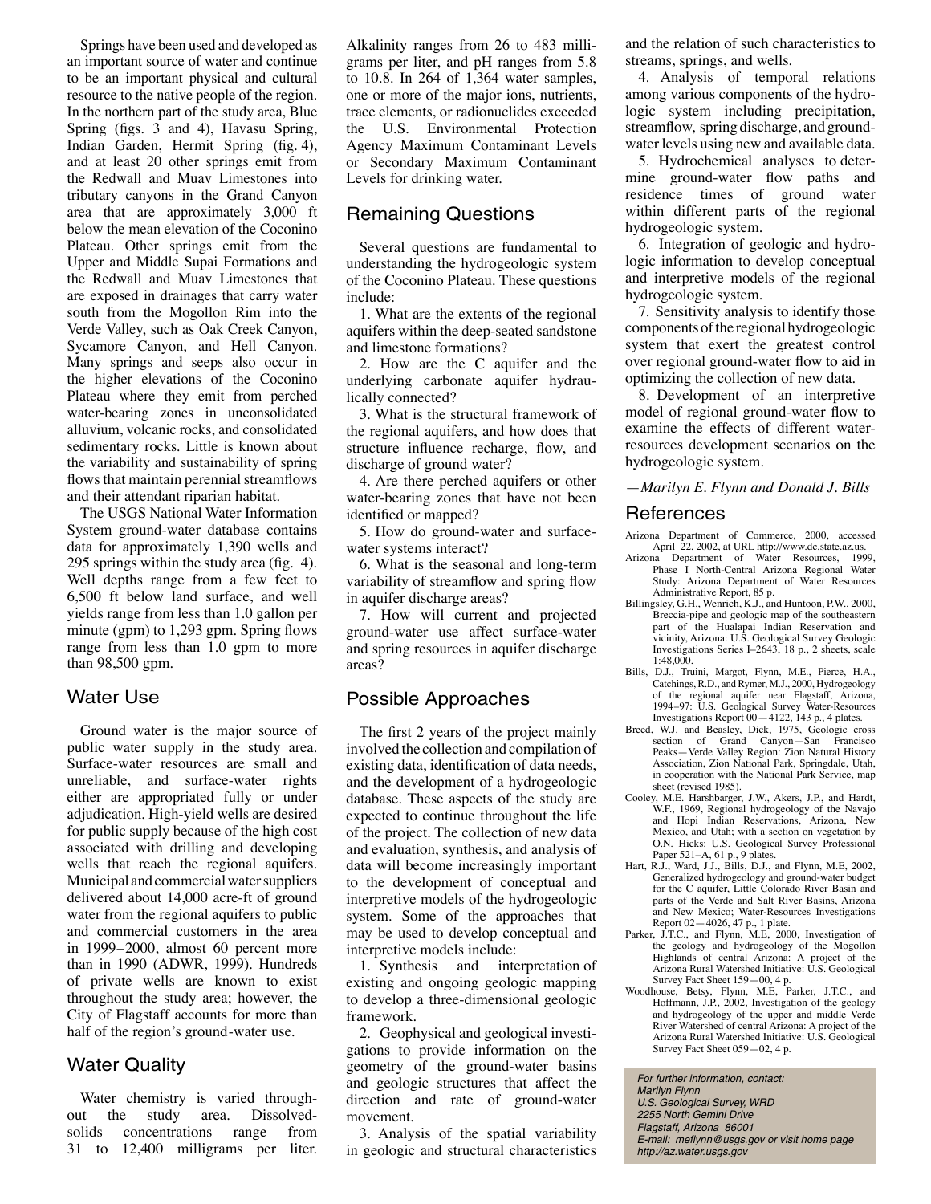Springs have been used and developed as an important source of water and continue to be an important physical and cultural resource to the native people of the region. In the northern part of the study area, Blue Spring (figs. 3 and 4), Havasu Spring, Indian Garden, Hermit Spring (fig. 4), and at least 20 other springs emit from the Redwall and Muav Limestones into tributary canyons in the Grand Canyon area that are approximately 3,000 ft below the mean elevation of the Coconino Plateau. Other springs emit from the Upper and Middle Supai Formations and the Redwall and Muav Limestones that are exposed in drainages that carry water south from the Mogollon Rim into the Verde Valley, such as Oak Creek Canyon, Sycamore Canyon, and Hell Canyon. Many springs and seeps also occur in the higher elevations of the Coconino Plateau where they emit from perched water-bearing zones in unconsolidated alluvium, volcanic rocks, and consolidated sedimentary rocks. Little is known about the variability and sustainability of spring flows that maintain perennial streamflows and their attendant riparian habitat.

The USGS National Water Information System ground-water database contains data for approximately 1,390 wells and 295 springs within the study area (fig. 4). Well depths range from a few feet to 6,500 ft below land surface, and well yields range from less than 1.0 gallon per minute (gpm) to 1,293 gpm. Spring flows range from less than 1.0 gpm to more than 98,500 gpm.

## Water Use

Ground water is the major source of public water supply in the study area. Surface-water resources are small and unreliable, and surface-water rights either are appropriated fully or under adjudication. High-yield wells are desired for public supply because of the high cost associated with drilling and developing wells that reach the regional aquifers. Municipal and commercial water suppliers delivered about 14,000 acre-ft of ground water from the regional aquifers to public and commercial customers in the area in 1999–2000, almost 60 percent more than in 1990 (ADWR, 1999). Hundreds of private wells are known to exist throughout the study area; however, the City of Flagstaff accounts for more than half of the region's ground-water use.

## Water Quality

Water chemistry is varied throughout the study area. Dissolved-solids concentrations range from 31 to 12,400 milligrams per liter. Alkalinity ranges from 26 to 483 milligrams per liter, and pH ranges from 5.8 to 10.8. In 264 of 1,364 water samples, one or more of the major ions, nutrients, trace elements, or radionuclides exceeded the U.S. Environmental Protection Agency Maximum Contaminant Levels or Secondary Maximum Contaminant Levels for drinking water.

## Remaining Questions

Several questions are fundamental to understanding the hydrogeologic system of the Coconino Plateau. These questions include:

1. What are the extents of the regional aquifers within the deep-seated sandstone and limestone formations?
2. How are the C aquifer and the underlying carbonate aquifer hydraulically connected?
3. What is the structural framework of the regional aquifers, and how does that structure influence recharge, flow, and discharge of ground water?
4. Are there perched aquifers or other water-bearing zones that have not been identified or mapped?
5. How do ground-water and surface-water systems interact?
6. What is the seasonal and long-term variability of streamflow and spring flow in aquifer discharge areas?
7. How will current and projected ground-water use affect surface-water and spring resources in aquifer discharge areas?

## Possible Approaches

The first 2 years of the project mainly involved the collection and compilation of existing data, identification of data needs, and the development of a hydrogeologic database. These aspects of the study are expected to continue throughout the life of the project. The collection of new data and evaluation, synthesis, and analysis of data will become increasingly important to the development of conceptual and interpretive models of the hydrogeologic system. Some of the approaches that may be used to develop conceptual and interpretive models include:

1. Synthesis and interpretation of existing and ongoing geologic mapping to develop a three-dimensional geologic framework.
2. Geophysical and geological investigations to provide information on the geometry of the ground-water basins and geologic structures that affect the direction and rate of ground-water movement.
3. Analysis of the spatial variability in geologic and structural characteristics and the relation of such characteristics to streams, springs, and wells.
4. Analysis of temporal relations among various components of the hydrologic system including precipitation, streamflow, spring discharge, and ground-water levels using new and available data.
5. Hydrochemical analyses to determine ground-water flow paths and residence times of ground water within different parts of the regional hydrogeologic system.
6. Integration of geologic and hydrologic information to develop conceptual and interpretive models of the regional hydrogeologic system.
7. Sensitivity analysis to identify those components of the regional hydrogeologic system that exert the greatest control over regional ground-water flow to aid in optimizing the collection of new data.
8. Development of an interpretive model of regional ground-water flow to examine the effects of different water-resources development scenarios on the hydrogeologic system.

*—Marilyn E. Flynn and Donald J. Bills*

## References

Arizona Department of Commerce, 2000, accessed April 22, 2002, at URL http://www.dc.state.az.us.

Arizona Department of Water Resources, 1999, Phase I North-Central Arizona Regional Water Study: Arizona Department of Water Resources Administrative Report, 85 p.

Billingsley, G.H., Wenrich, K.J., and Huntoon, P.W., 2000, Breccia-pipe and geologic map of the southeastern part of the Hualapai Indian Reservation and vicinity, Arizona: U.S. Geological Survey Geologic Investigations Series I–2643, 18 p., 2 sheets, scale 1:48,000.

Bills, D.J., Truini, Margot, Flynn, M.E., Pierce, H.A., Catchings, R.D., and Rymer, M.J., 2000, Hydrogeology of the regional aquifer near Flagstaff, Arizona, 1994–97: U.S. Geological Survey Water-Resources Investigations Report 00—4122, 143 p., 4 plates.

Breed, W.J. and Beasley, Dick, 1975, Geologic cross section of Grand Canyon—San Francisco Peaks—Verde Valley Region: Zion Natural History Association, Zion National Park, Springdale, Utah, in cooperation with the National Park Service, map sheet (revised 1985).

Cooley, M.E. Harshbarger, J.W., Akers, J.P., and Hardt, W.F., 1969, Regional hydrogeology of the Navajo and Hopi Indian Reservations, Arizona, New Mexico, and Utah; with a section on vegetation by O.N. Hicks: U.S. Geological Survey Professional Paper 521–A, 61 p., 9 plates.

Hart, R.J., Ward, J.J., Bills, D.J., and Flynn, M.E, 2002, Generalized hydrogeology and ground-water budget for the C aquifer, Little Colorado River Basin and parts of the Verde and Salt River Basins, Arizona and New Mexico; Water-Resources Investigations Report 02—4026, 47 p., 1 plate.

Parker, J.T.C., and Flynn, M.E, 2000, Investigation of the geology and hydrogeology of the Mogollon Highlands of central Arizona: A project of the Arizona Rural Watershed Initiative: U.S. Geological Survey Fact Sheet 159—00, 4 p.

Woodhouse, Betsy, Flynn, M.E, Parker, J.T.C., and Hoffmann, J.P., 2002, Investigation of the geology and hydrogeology of the upper and middle Verde River Watershed of central Arizona: A project of the Arizona Rural Watershed Initiative: U.S. Geological Survey Fact Sheet 059—02, 4 p.

*For further information, contact:*
*Marilyn Flynn*
*U.S. Geological Survey, WRD*
*2255 North Gemini Drive*
*Flagstaff, Arizona 86001*
*E-mail: meflynn@usgs.gov or visit home page*
*http://az.water.usgs.gov*